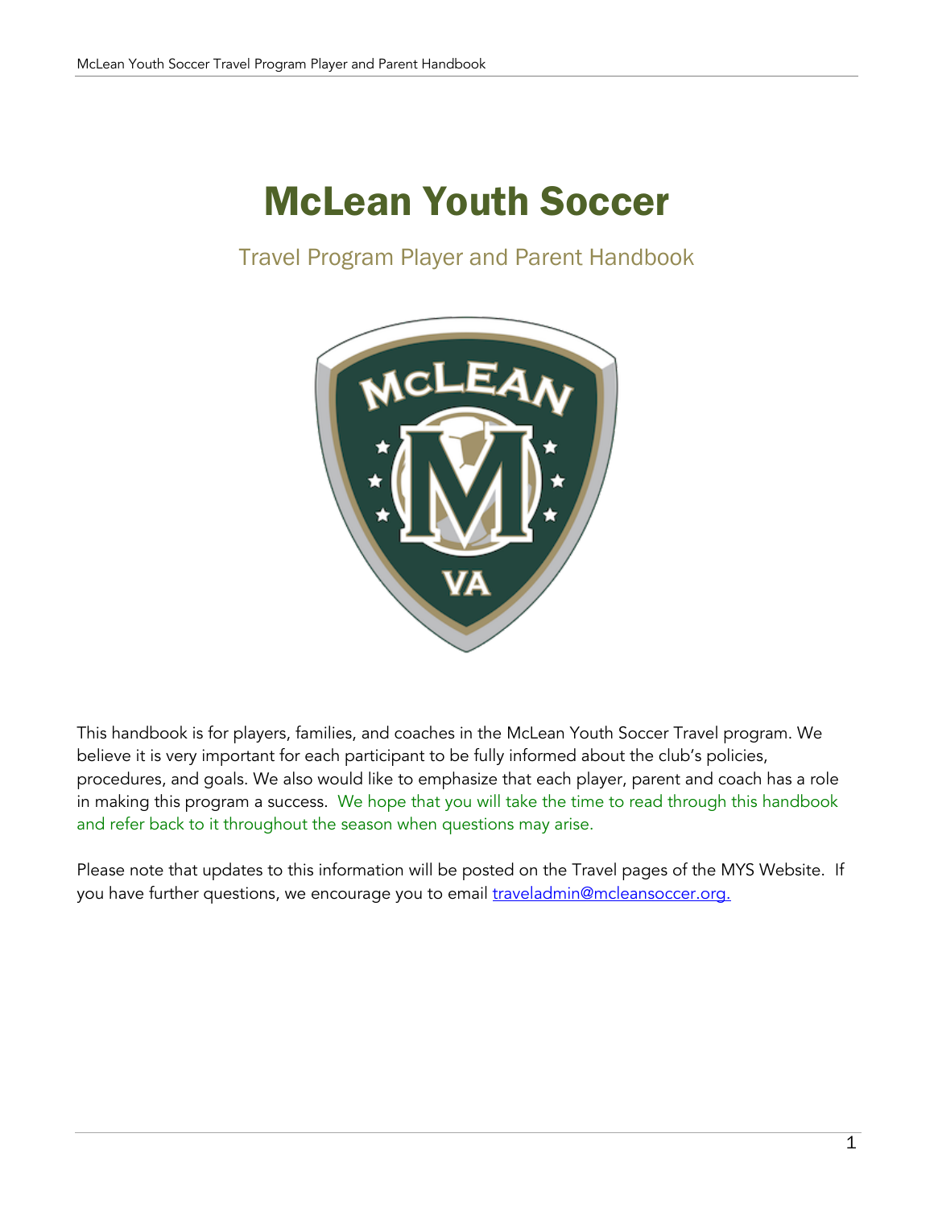# McLean Youth Soccer

## Travel Program Player and Parent Handbook

This handbook is for players, families, and coaches in the McLean Youth Soccer Travel program. We believe it is very important for each participant to be fully informed about the club's policies, procedures, and goals. We also would like to emphasize that each player, parent and coach has a role in making this program a success. We hope that you will take the time to read through this handbook and refer back to it throughout the season when questions may arise.

Please note that updates to this information will be posted on the Travel pages of the MYS Website. If you have further questions, we encourage you to email traveladmin@mcleansoccer.org.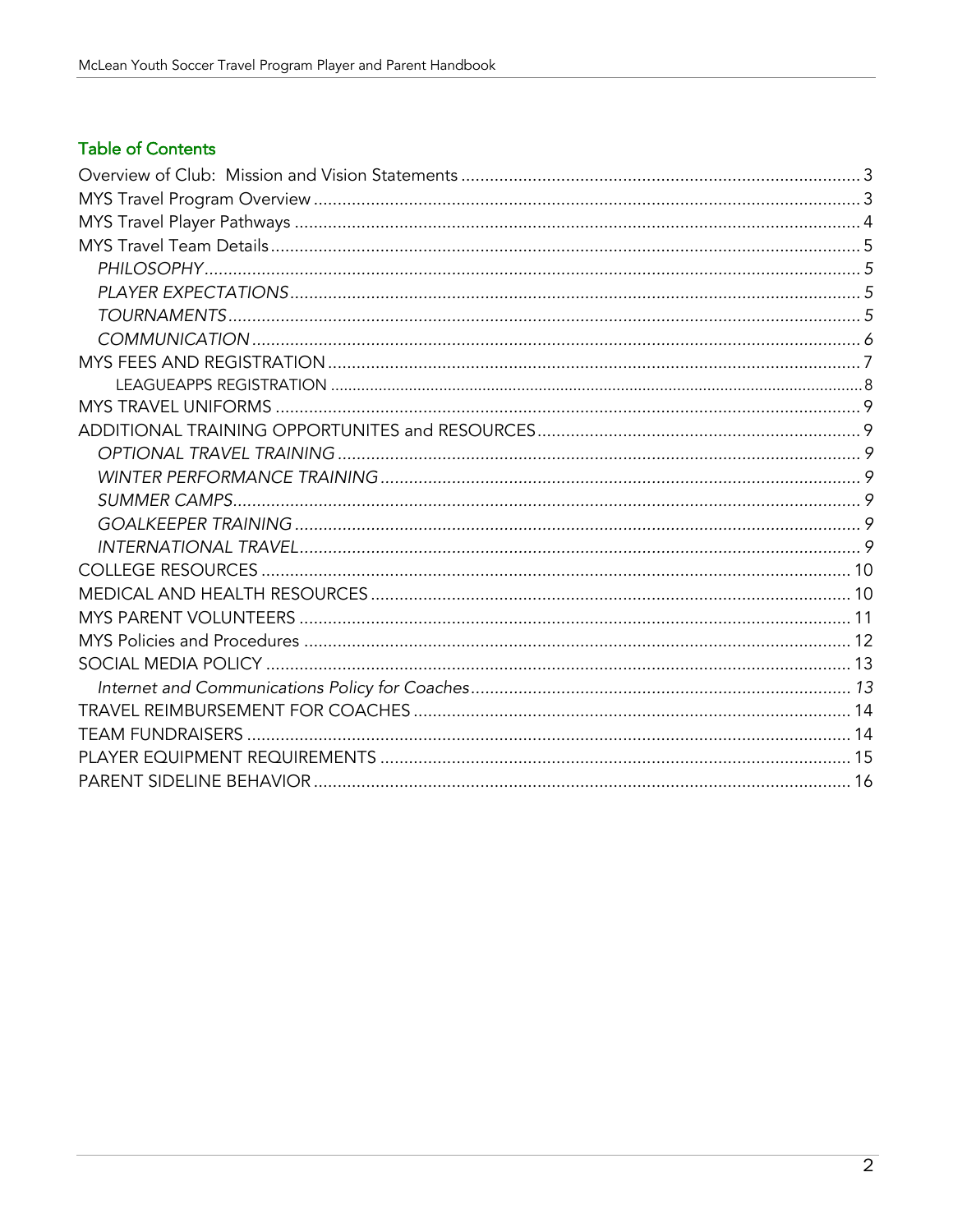## Table of Contents

Overview of Club: Mission and Vision Statements ..... 3
MYS Travel Program Overview ..... 3
MYS Travel Player Pathways ..... 4
MYS Travel Team Details ..... 5
  *PHILOSOPHY* ..... *5*
  *PLAYER EXPECTATIONS* ..... *5*
  *TOURNAMENTS* ..... *5*
  *COMMUNICATION* ..... *6*
MYS FEES AND REGISTRATION ..... 7
  LEAGUEAPPS REGISTRATION ..... 8
MYS TRAVEL UNIFORMS ..... 9
ADDITIONAL TRAINING OPPORTUNITES and RESOURCES ..... 9
  *OPTIONAL TRAVEL TRAINING* ..... *9*
  *WINTER PERFORMANCE TRAINING* ..... *9*
  *SUMMER CAMPS* ..... *9*
  *GOALKEEPER TRAINING* ..... *9*
  *INTERNATIONAL TRAVEL* ..... *9*
COLLEGE RESOURCES ..... 10
MEDICAL AND HEALTH RESOURCES ..... 10
MYS PARENT VOLUNTEERS ..... 11
MYS Policies and Procedures ..... 12
SOCIAL MEDIA POLICY ..... 13
  *Internet and Communications Policy for Coaches* ..... *13*
TRAVEL REIMBURSEMENT FOR COACHES ..... 14
TEAM FUNDRAISERS ..... 14
PLAYER EQUIPMENT REQUIREMENTS ..... 15
PARENT SIDELINE BEHAVIOR ..... 16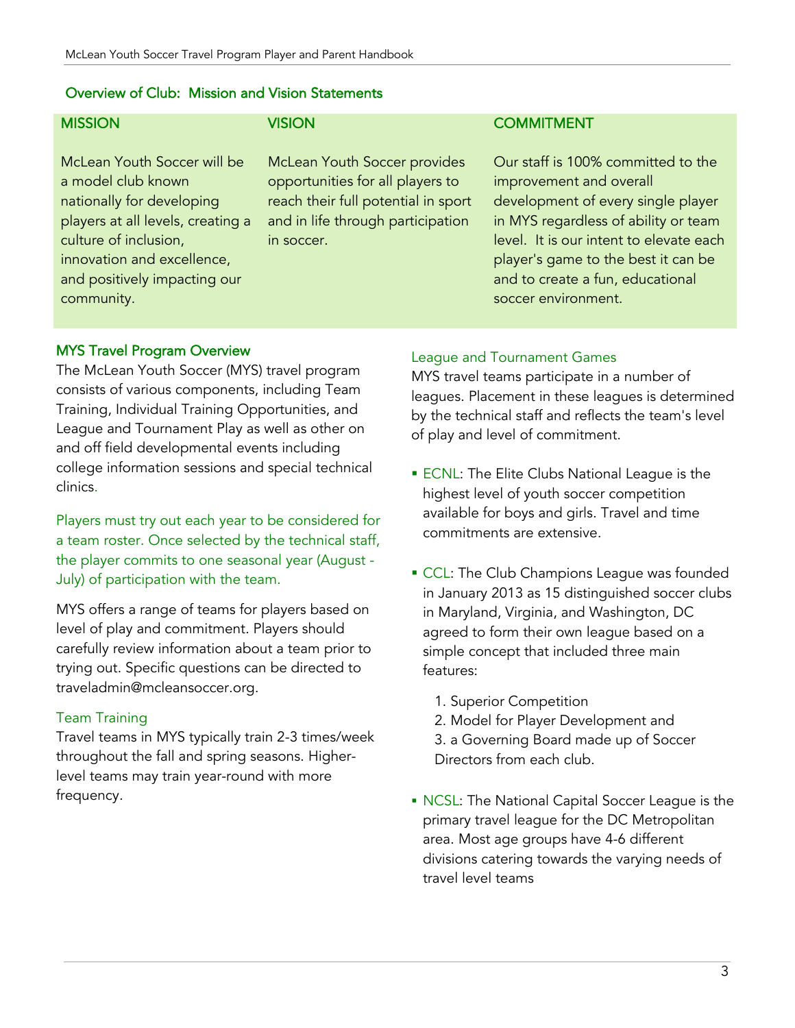## Overview of Club: Mission and Vision Statements

| MISSION | VISION | COMMITMENT |
| --- | --- | --- |
| McLean Youth Soccer will be a model club known nationally for developing players at all levels, creating a culture of inclusion, innovation and excellence, and positively impacting our community. | McLean Youth Soccer provides opportunities for all players to reach their full potential in sport and in life through participation in soccer. | Our staff is 100% committed to the improvement and overall development of every single player in MYS regardless of ability or team level. It is our intent to elevate each player's game to the best it can be and to create a fun, educational soccer environment. |

### MYS Travel Program Overview

The McLean Youth Soccer (MYS) travel program consists of various components, including Team Training, Individual Training Opportunities, and League and Tournament Play as well as other on and off field developmental events including college information sessions and special technical clinics.

Players must try out each year to be considered for a team roster. Once selected by the technical staff, the player commits to one seasonal year (August - July) of participation with the team.

MYS offers a range of teams for players based on level of play and commitment. Players should carefully review information about a team prior to trying out. Specific questions can be directed to traveladmin@mcleansoccer.org.

#### Team Training

Travel teams in MYS typically train 2-3 times/week throughout the fall and spring seasons. Higher-level teams may train year-round with more frequency.

#### League and Tournament Games

MYS travel teams participate in a number of leagues. Placement in these leagues is determined by the technical staff and reflects the team's level of play and level of commitment.

- ECNL: The Elite Clubs National League is the highest level of youth soccer competition available for boys and girls. Travel and time commitments are extensive.
- CCL: The Club Champions League was founded in January 2013 as 15 distinguished soccer clubs in Maryland, Virginia, and Washington, DC agreed to form their own league based on a simple concept that included three main features:
  1. Superior Competition
  2. Model for Player Development and
  3. a Governing Board made up of Soccer Directors from each club.
- NCSL: The National Capital Soccer League is the primary travel league for the DC Metropolitan area. Most age groups have 4-6 different divisions catering towards the varying needs of travel level teams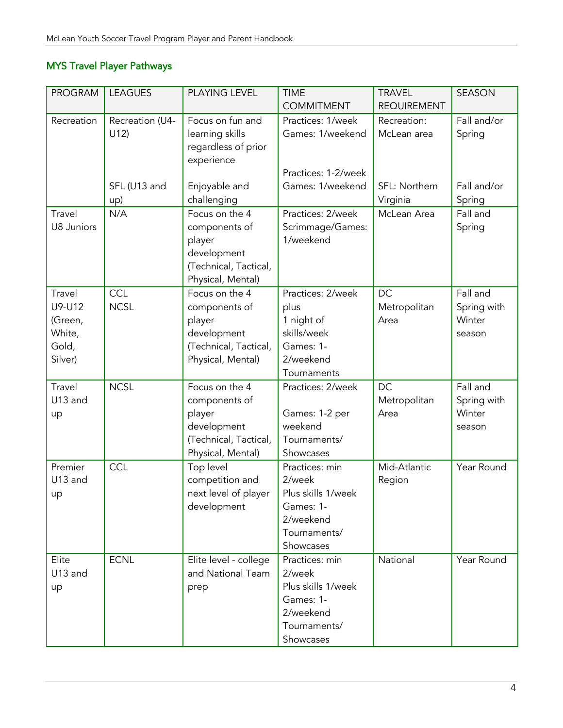## MYS Travel Player Pathways

| PROGRAM | LEAGUES | PLAYING LEVEL | TIME COMMITMENT | TRAVEL REQUIREMENT | SEASON |
|---|---|---|---|---|---|
| Recreation | Recreation (U4-U12)<br><br>SFL (U13 and up) | Focus on fun and learning skills regardless of prior experience<br><br>Enjoyable and challenging | Practices: 1/week<br>Games: 1/weekend<br><br>Practices: 1-2/week<br>Games: 1/weekend | Recreation: McLean area<br><br>SFL: Northern Virginia | Fall and/or Spring<br><br>Fall and/or Spring |
| Travel U8 Juniors | N/A | Focus on the 4 components of player development (Technical, Tactical, Physical, Mental) | Practices: 2/week<br>Scrimmage/Games: 1/weekend | McLean Area | Fall and Spring |
| Travel U9-U12 (Green, White, Gold, Silver) | CCL<br>NCSL | Focus on the 4 components of player development (Technical, Tactical, Physical, Mental) | Practices: 2/week plus 1 night of skills/week<br>Games: 1-2/weekend<br>Tournaments | DC Metropolitan Area | Fall and Spring with Winter season |
| Travel U13 and up | NCSL | Focus on the 4 components of player development (Technical, Tactical, Physical, Mental) | Practices: 2/week<br><br>Games: 1-2 per weekend<br>Tournaments/ Showcases | DC Metropolitan Area | Fall and Spring with Winter season |
| Premier U13 and up | CCL | Top level competition and next level of player development | Practices: min 2/week<br>Plus skills 1/week<br>Games: 1-2/weekend<br>Tournaments/ Showcases | Mid-Atlantic Region | Year Round |
| Elite U13 and up | ECNL | Elite level - college and National Team prep | Practices: min 2/week<br>Plus skills 1/week<br>Games: 1-2/weekend<br>Tournaments/ Showcases | National | Year Round |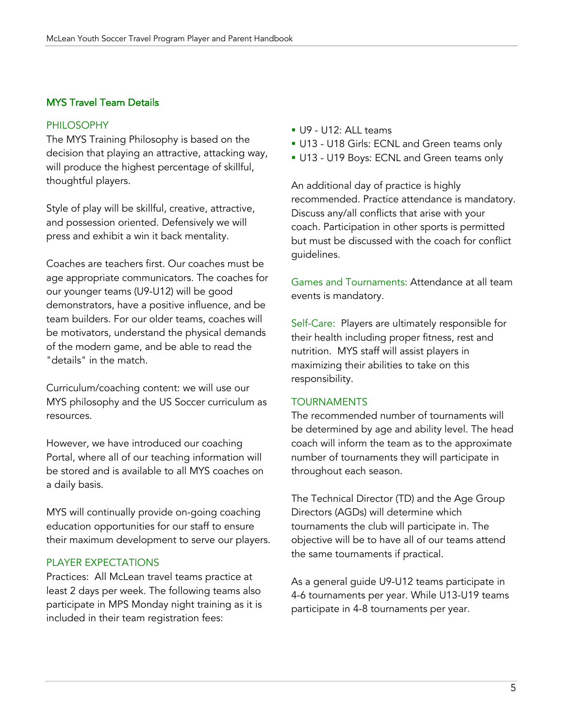## MYS Travel Team Details

### PHILOSOPHY

The MYS Training Philosophy is based on the decision that playing an attractive, attacking way, will produce the highest percentage of skillful, thoughtful players.

Style of play will be skillful, creative, attractive, and possession oriented. Defensively we will press and exhibit a win it back mentality.

Coaches are teachers first. Our coaches must be age appropriate communicators. The coaches for our younger teams (U9-U12) will be good demonstrators, have a positive influence, and be team builders. For our older teams, coaches will be motivators, understand the physical demands of the modern game, and be able to read the "details" in the match.

Curriculum/coaching content: we will use our MYS philosophy and the US Soccer curriculum as resources.

However, we have introduced our coaching Portal, where all of our teaching information will be stored and is available to all MYS coaches on a daily basis.

MYS will continually provide on-going coaching education opportunities for our staff to ensure their maximum development to serve our players.

### PLAYER EXPECTATIONS

Practices: All McLean travel teams practice at least 2 days per week. The following teams also participate in MPS Monday night training as it is included in their team registration fees:

- U9 - U12: ALL teams
- U13 - U18 Girls: ECNL and Green teams only
- U13 - U19 Boys: ECNL and Green teams only

An additional day of practice is highly recommended. Practice attendance is mandatory. Discuss any/all conflicts that arise with your coach. Participation in other sports is permitted but must be discussed with the coach for conflict guidelines.

Games and Tournaments: Attendance at all team events is mandatory.

Self-Care: Players are ultimately responsible for their health including proper fitness, rest and nutrition. MYS staff will assist players in maximizing their abilities to take on this responsibility.

### TOURNAMENTS

The recommended number of tournaments will be determined by age and ability level. The head coach will inform the team as to the approximate number of tournaments they will participate in throughout each season.

The Technical Director (TD) and the Age Group Directors (AGDs) will determine which tournaments the club will participate in. The objective will be to have all of our teams attend the same tournaments if practical.

As a general guide U9-U12 teams participate in 4-6 tournaments per year. While U13-U19 teams participate in 4-8 tournaments per year.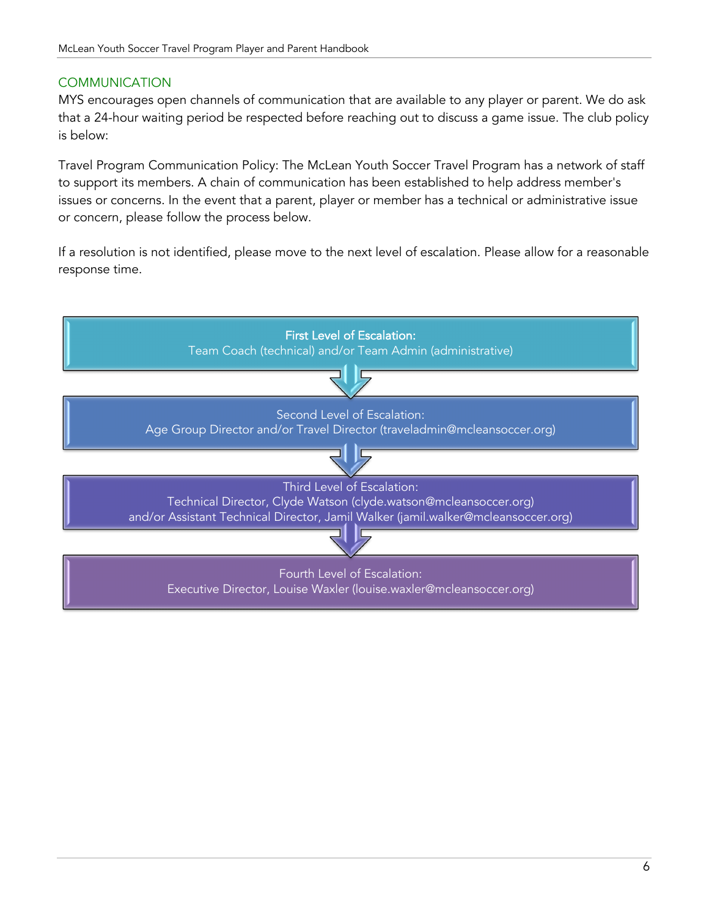## COMMUNICATION

MYS encourages open channels of communication that are available to any player or parent. We do ask that a 24-hour waiting period be respected before reaching out to discuss a game issue. The club policy is below:

Travel Program Communication Policy: The McLean Youth Soccer Travel Program has a network of staff to support its members. A chain of communication has been established to help address member's issues or concerns. In the event that a parent, player or member has a technical or administrative issue or concern, please follow the process below.

If a resolution is not identified, please move to the next level of escalation. Please allow for a reasonable response time.

**First Level of Escalation:**
Team Coach (technical) and/or Team Admin (administrative)

↓

Second Level of Escalation:
Age Group Director and/or Travel Director (traveladmin@mcleansoccer.org)

↓

Third Level of Escalation:
Technical Director, Clyde Watson (clyde.watson@mcleansoccer.org)
and/or Assistant Technical Director, Jamil Walker (jamil.walker@mcleansoccer.org)

↓

Fourth Level of Escalation:
Executive Director, Louise Waxler (louise.waxler@mcleansoccer.org)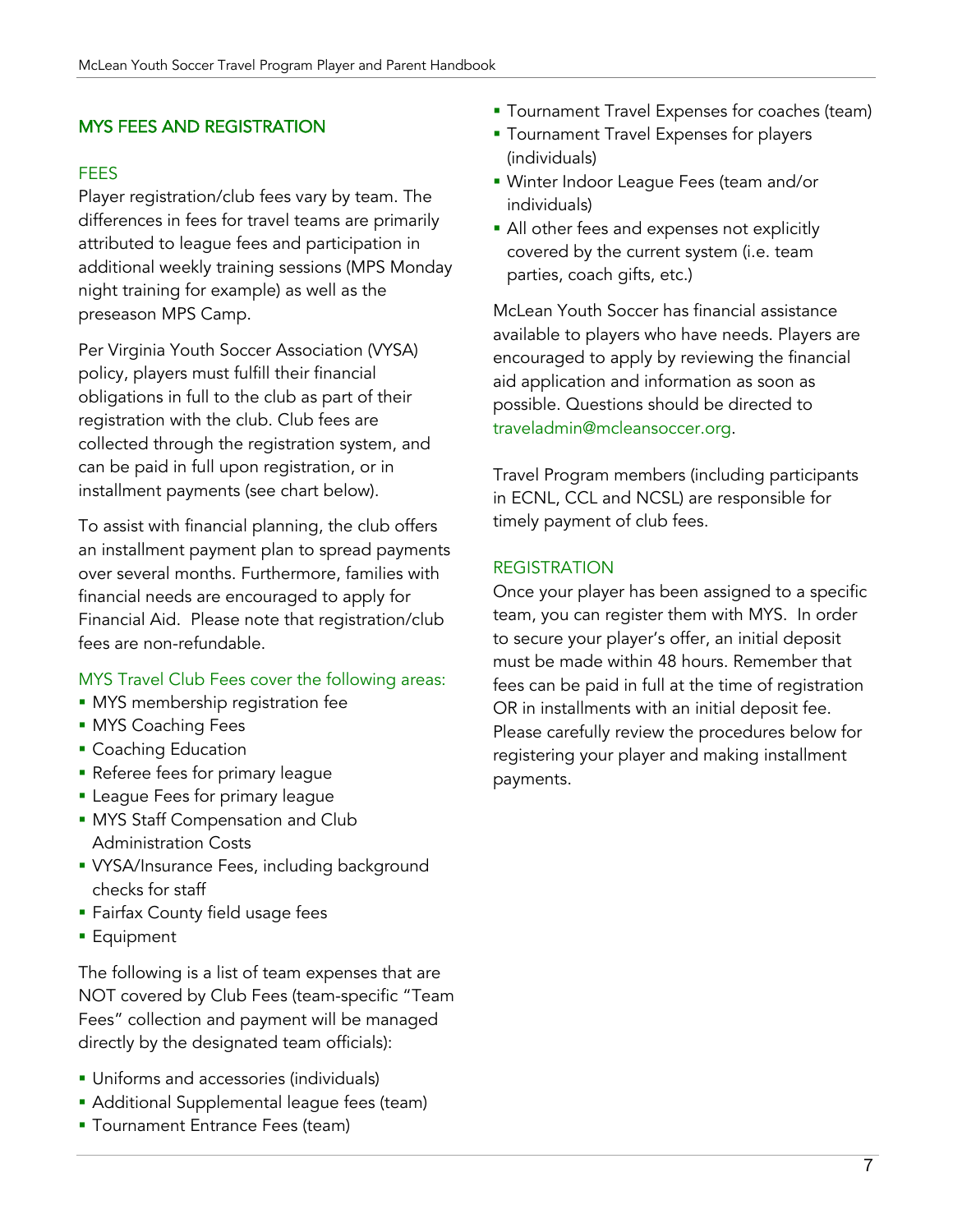## MYS FEES AND REGISTRATION

### FEES

Player registration/club fees vary by team. The differences in fees for travel teams are primarily attributed to league fees and participation in additional weekly training sessions (MPS Monday night training for example) as well as the preseason MPS Camp.

Per Virginia Youth Soccer Association (VYSA) policy, players must fulfill their financial obligations in full to the club as part of their registration with the club. Club fees are collected through the registration system, and can be paid in full upon registration, or in installment payments (see chart below).

To assist with financial planning, the club offers an installment payment plan to spread payments over several months. Furthermore, families with financial needs are encouraged to apply for Financial Aid. Please note that registration/club fees are non-refundable.

MYS Travel Club Fees cover the following areas:

- MYS membership registration fee
- MYS Coaching Fees
- Coaching Education
- Referee fees for primary league
- League Fees for primary league
- MYS Staff Compensation and Club Administration Costs
- VYSA/Insurance Fees, including background checks for staff
- Fairfax County field usage fees
- Equipment

The following is a list of team expenses that are NOT covered by Club Fees (team-specific "Team Fees" collection and payment will be managed directly by the designated team officials):

- Uniforms and accessories (individuals)
- Additional Supplemental league fees (team)
- Tournament Entrance Fees (team)
- Tournament Travel Expenses for coaches (team)
- Tournament Travel Expenses for players (individuals)
- Winter Indoor League Fees (team and/or individuals)
- All other fees and expenses not explicitly covered by the current system (i.e. team parties, coach gifts, etc.)

McLean Youth Soccer has financial assistance available to players who have needs. Players are encouraged to apply by reviewing the financial aid application and information as soon as possible. Questions should be directed to traveladmin@mcleansoccer.org.

Travel Program members (including participants in ECNL, CCL and NCSL) are responsible for timely payment of club fees.

### REGISTRATION

Once your player has been assigned to a specific team, you can register them with MYS. In order to secure your player's offer, an initial deposit must be made within 48 hours. Remember that fees can be paid in full at the time of registration OR in installments with an initial deposit fee. Please carefully review the procedures below for registering your player and making installment payments.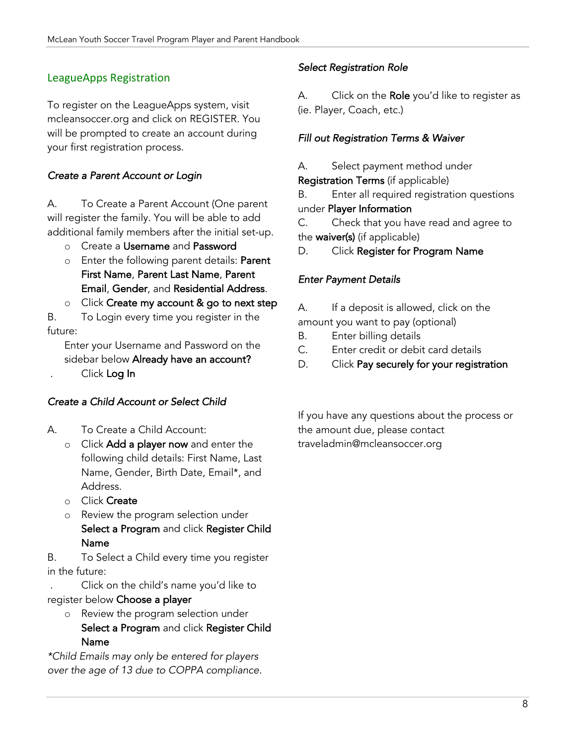## LeagueApps Registration

To register on the LeagueApps system, visit mcleansoccer.org and click on REGISTER. You will be prompted to create an account during your first registration process.

### *Create a Parent Account or Login*

A. To Create a Parent Account (One parent will register the family. You will be able to add additional family members after the initial set-up.

- Create a **Username** and **Password**
- Enter the following parent details: **Parent First Name**, **Parent Last Name**, **Parent Email**, **Gender**, and **Residential Address**.
- Click **Create my account & go to next step**

B. To Login every time you register in the future:

Enter your Username and Password on the sidebar below **Already have an account?**

. Click **Log In**

### *Create a Child Account or Select Child*

A. To Create a Child Account:

- Click **Add a player now** and enter the following child details: First Name, Last Name, Gender, Birth Date, Email*, and Address.
- Click **Create**
- Review the program selection under **Select a Program** and click **Register Child Name**

B. To Select a Child every time you register in the future:

. Click on the child's name you'd like to register below **Choose a player**

- Review the program selection under **Select a Program** and click **Register Child Name**

*\*Child Emails may only be entered for players over the age of 13 due to COPPA compliance.*

### *Select Registration Role*

A. Click on the **Role** you'd like to register as (ie. Player, Coach, etc.)

### *Fill out Registration Terms & Waiver*

A. Select payment method under **Registration Terms** (if applicable)

B. Enter all required registration questions under **Player Information**

C. Check that you have read and agree to the **waiver(s)** (if applicable)

D. Click **Register for Program Name**

### *Enter Payment Details*

A. If a deposit is allowed, click on the amount you want to pay (optional)

B. Enter billing details

C. Enter credit or debit card details

D. Click **Pay securely for your registration**

If you have any questions about the process or the amount due, please contact traveladmin@mcleansoccer.org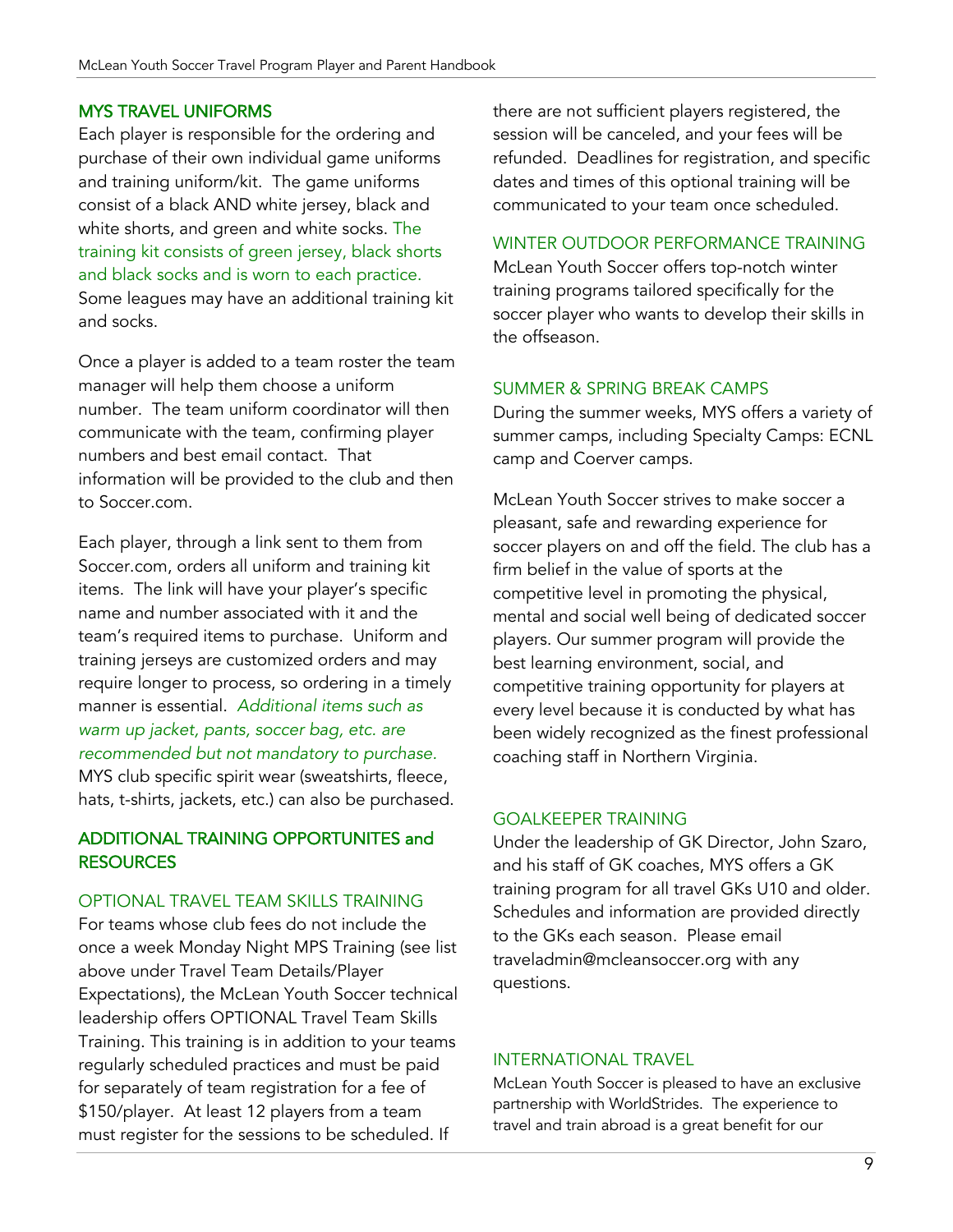## MYS TRAVEL UNIFORMS

Each player is responsible for the ordering and purchase of their own individual game uniforms and training uniform/kit. The game uniforms consist of a black AND white jersey, black and white shorts, and green and white socks. The training kit consists of green jersey, black shorts and black socks and is worn to each practice. Some leagues may have an additional training kit and socks.

Once a player is added to a team roster the team manager will help them choose a uniform number. The team uniform coordinator will then communicate with the team, confirming player numbers and best email contact. That information will be provided to the club and then to Soccer.com.

Each player, through a link sent to them from Soccer.com, orders all uniform and training kit items. The link will have your player's specific name and number associated with it and the team's required items to purchase. Uniform and training jerseys are customized orders and may require longer to process, so ordering in a timely manner is essential. *Additional items such as warm up jacket, pants, soccer bag, etc. are recommended but not mandatory to purchase.* MYS club specific spirit wear (sweatshirts, fleece, hats, t-shirts, jackets, etc.) can also be purchased.

## ADDITIONAL TRAINING OPPORTUNITES and RESOURCES

### OPTIONAL TRAVEL TEAM SKILLS TRAINING

For teams whose club fees do not include the once a week Monday Night MPS Training (see list above under Travel Team Details/Player Expectations), the McLean Youth Soccer technical leadership offers OPTIONAL Travel Team Skills Training. This training is in addition to your teams regularly scheduled practices and must be paid for separately of team registration for a fee of $150/player. At least 12 players from a team must register for the sessions to be scheduled. If there are not sufficient players registered, the session will be canceled, and your fees will be refunded. Deadlines for registration, and specific dates and times of this optional training will be communicated to your team once scheduled.

### WINTER OUTDOOR PERFORMANCE TRAINING

McLean Youth Soccer offers top-notch winter training programs tailored specifically for the soccer player who wants to develop their skills in the offseason.

### SUMMER & SPRING BREAK CAMPS

During the summer weeks, MYS offers a variety of summer camps, including Specialty Camps: ECNL camp and Coerver camps.

McLean Youth Soccer strives to make soccer a pleasant, safe and rewarding experience for soccer players on and off the field. The club has a firm belief in the value of sports at the competitive level in promoting the physical, mental and social well being of dedicated soccer players. Our summer program will provide the best learning environment, social, and competitive training opportunity for players at every level because it is conducted by what has been widely recognized as the finest professional coaching staff in Northern Virginia.

### GOALKEEPER TRAINING

Under the leadership of GK Director, John Szaro, and his staff of GK coaches, MYS offers a GK training program for all travel GKs U10 and older. Schedules and information are provided directly to the GKs each season. Please email traveladmin@mcleansoccer.org with any questions.

### INTERNATIONAL TRAVEL

McLean Youth Soccer is pleased to have an exclusive partnership with WorldStrides. The experience to travel and train abroad is a great benefit for our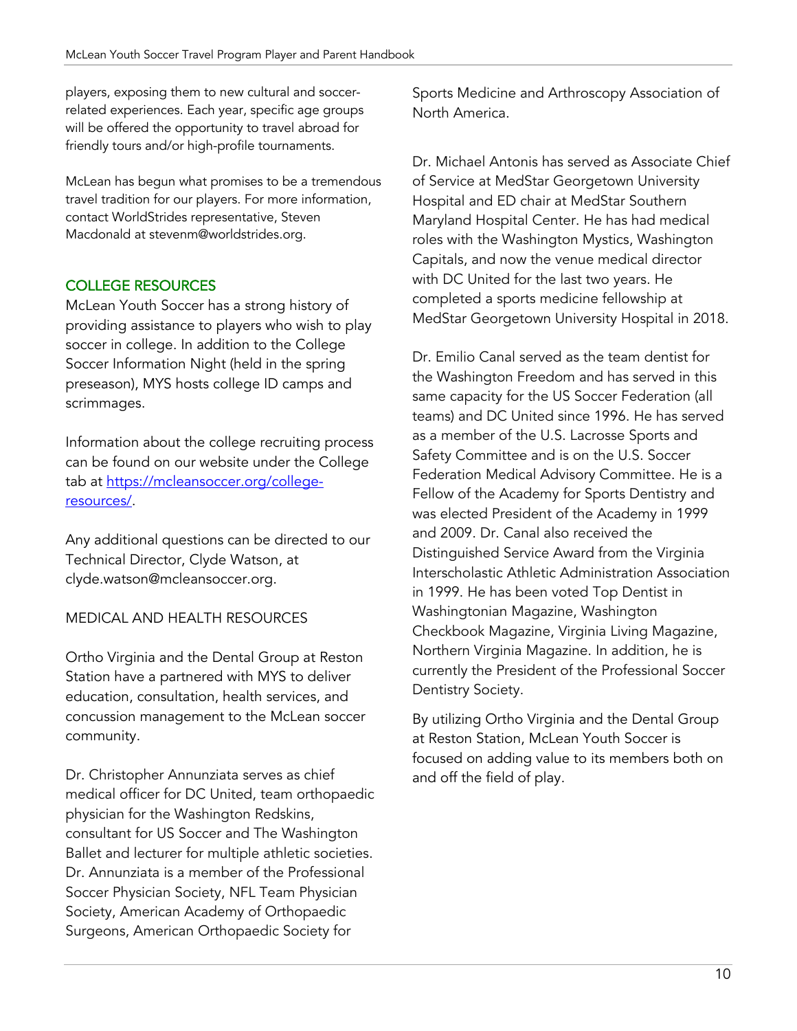players, exposing them to new cultural and soccer-related experiences. Each year, specific age groups will be offered the opportunity to travel abroad for friendly tours and/or high-profile tournaments.

McLean has begun what promises to be a tremendous travel tradition for our players. For more information, contact WorldStrides representative, Steven Macdonald at stevenm@worldstrides.org.

## COLLEGE RESOURCES

McLean Youth Soccer has a strong history of providing assistance to players who wish to play soccer in college. In addition to the College Soccer Information Night (held in the spring preseason), MYS hosts college ID camps and scrimmages.

Information about the college recruiting process can be found on our website under the College tab at [https://mcleansoccer.org/college-resources/](https://mcleansoccer.org/college-resources/).

Any additional questions can be directed to our Technical Director, Clyde Watson, at clyde.watson@mcleansoccer.org.

## MEDICAL AND HEALTH RESOURCES

Ortho Virginia and the Dental Group at Reston Station have a partnered with MYS to deliver education, consultation, health services, and concussion management to the McLean soccer community.

Dr. Christopher Annunziata serves as chief medical officer for DC United, team orthopaedic physician for the Washington Redskins, consultant for US Soccer and The Washington Ballet and lecturer for multiple athletic societies. Dr. Annunziata is a member of the Professional Soccer Physician Society, NFL Team Physician Society, American Academy of Orthopaedic Surgeons, American Orthopaedic Society for Sports Medicine and Arthroscopy Association of North America.

Dr. Michael Antonis has served as Associate Chief of Service at MedStar Georgetown University Hospital and ED chair at MedStar Southern Maryland Hospital Center. He has had medical roles with the Washington Mystics, Washington Capitals, and now the venue medical director with DC United for the last two years. He completed a sports medicine fellowship at MedStar Georgetown University Hospital in 2018.

Dr. Emilio Canal served as the team dentist for the Washington Freedom and has served in this same capacity for the US Soccer Federation (all teams) and DC United since 1996. He has served as a member of the U.S. Lacrosse Sports and Safety Committee and is on the U.S. Soccer Federation Medical Advisory Committee. He is a Fellow of the Academy for Sports Dentistry and was elected President of the Academy in 1999 and 2009. Dr. Canal also received the Distinguished Service Award from the Virginia Interscholastic Athletic Administration Association in 1999. He has been voted Top Dentist in Washingtonian Magazine, Washington Checkbook Magazine, Virginia Living Magazine, Northern Virginia Magazine. In addition, he is currently the President of the Professional Soccer Dentistry Society.

By utilizing Ortho Virginia and the Dental Group at Reston Station, McLean Youth Soccer is focused on adding value to its members both on and off the field of play.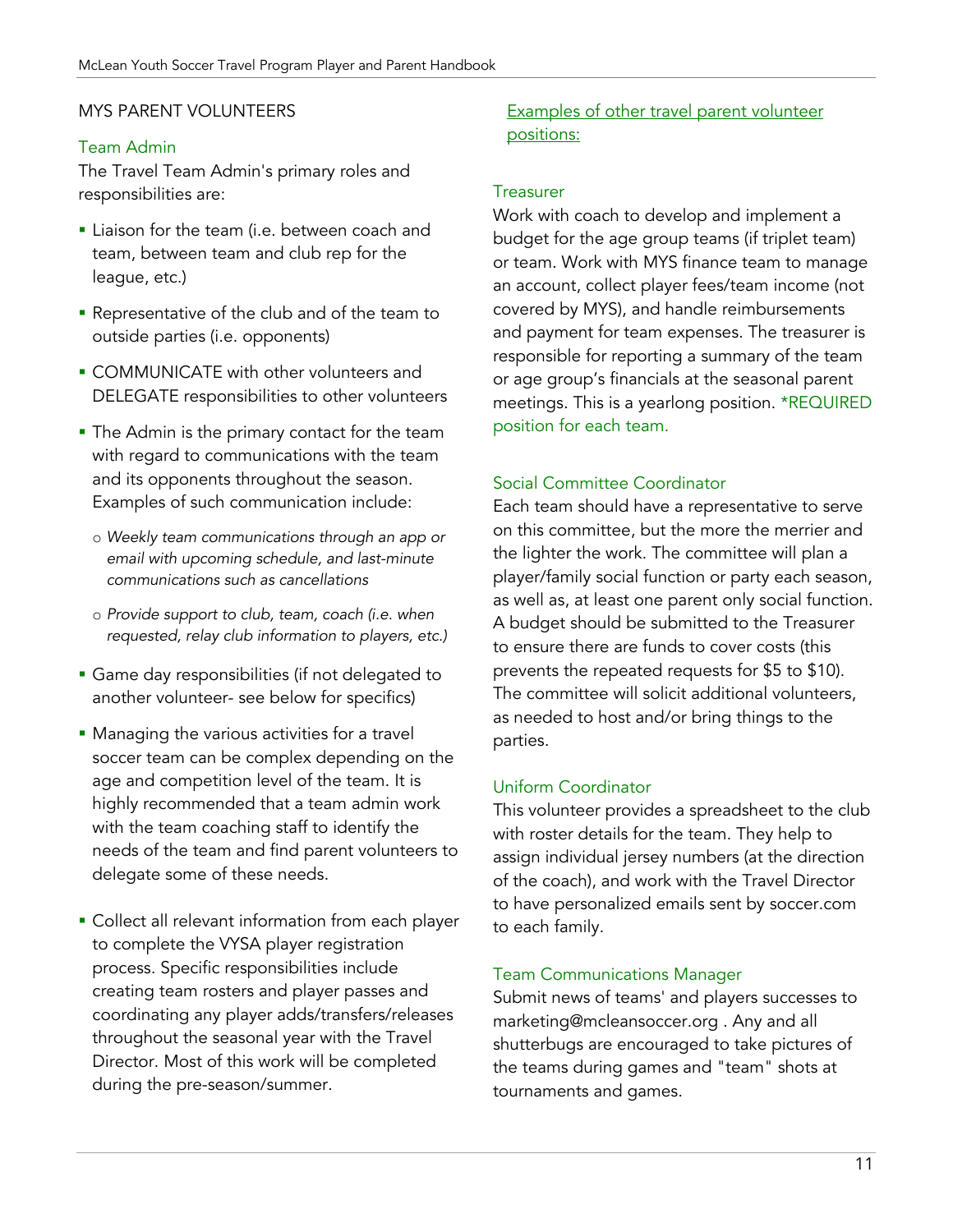## MYS PARENT VOLUNTEERS

### Team Admin

The Travel Team Admin's primary roles and responsibilities are:

- Liaison for the team (i.e. between coach and team, between team and club rep for the league, etc.)
- Representative of the club and of the team to outside parties (i.e. opponents)
- COMMUNICATE with other volunteers and DELEGATE responsibilities to other volunteers
- The Admin is the primary contact for the team with regard to communications with the team and its opponents throughout the season. Examples of such communication include:
  - *Weekly team communications through an app or email with upcoming schedule, and last-minute communications such as cancellations*
  - *Provide support to club, team, coach (i.e. when requested, relay club information to players, etc.)*
- Game day responsibilities (if not delegated to another volunteer- see below for specifics)
- Managing the various activities for a travel soccer team can be complex depending on the age and competition level of the team. It is highly recommended that a team admin work with the team coaching staff to identify the needs of the team and find parent volunteers to delegate some of these needs.
- Collect all relevant information from each player to complete the VYSA player registration process. Specific responsibilities include creating team rosters and player passes and coordinating any player adds/transfers/releases throughout the seasonal year with the Travel Director. Most of this work will be completed during the pre-season/summer.

Examples of other travel parent volunteer positions:

### Treasurer

Work with coach to develop and implement a budget for the age group teams (if triplet team) or team. Work with MYS finance team to manage an account, collect player fees/team income (not covered by MYS), and handle reimbursements and payment for team expenses. The treasurer is responsible for reporting a summary of the team or age group's financials at the seasonal parent meetings. This is a yearlong position. *REQUIRED position for each team.

### Social Committee Coordinator

Each team should have a representative to serve on this committee, but the more the merrier and the lighter the work. The committee will plan a player/family social function or party each season, as well as, at least one parent only social function. A budget should be submitted to the Treasurer to ensure there are funds to cover costs (this prevents the repeated requests for $5 to $10). The committee will solicit additional volunteers, as needed to host and/or bring things to the parties.

### Uniform Coordinator

This volunteer provides a spreadsheet to the club with roster details for the team. They help to assign individual jersey numbers (at the direction of the coach), and work with the Travel Director to have personalized emails sent by soccer.com to each family.

### Team Communications Manager

Submit news of teams' and players successes to marketing@mcleansoccer.org . Any and all shutterbugs are encouraged to take pictures of the teams during games and "team" shots at tournaments and games.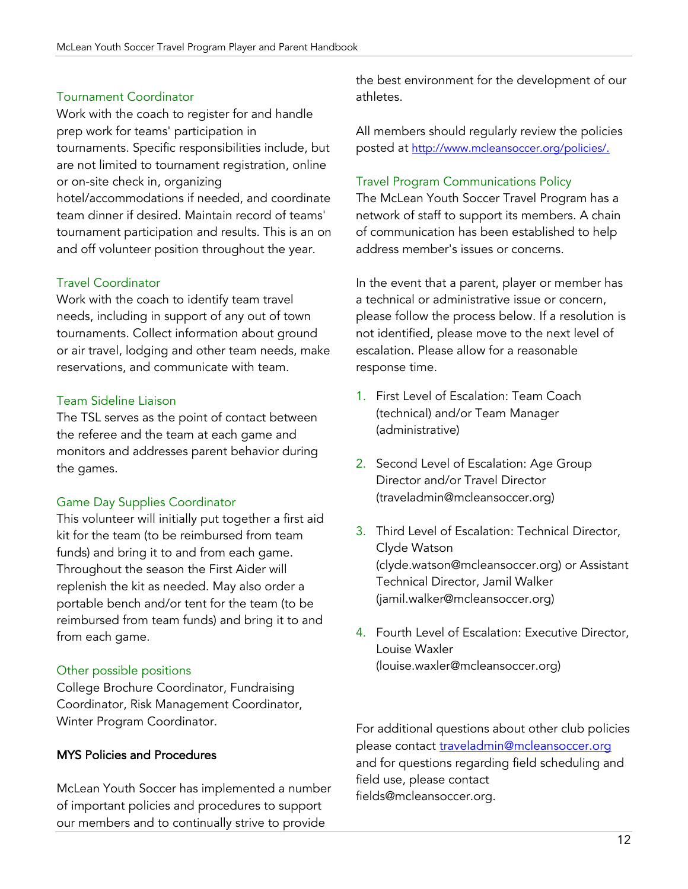### Tournament Coordinator

Work with the coach to register for and handle prep work for teams' participation in tournaments. Specific responsibilities include, but are not limited to tournament registration, online or on-site check in, organizing hotel/accommodations if needed, and coordinate team dinner if desired. Maintain record of teams' tournament participation and results. This is an on and off volunteer position throughout the year.

### Travel Coordinator

Work with the coach to identify team travel needs, including in support of any out of town tournaments. Collect information about ground or air travel, lodging and other team needs, make reservations, and communicate with team.

### Team Sideline Liaison

The TSL serves as the point of contact between the referee and the team at each game and monitors and addresses parent behavior during the games.

### Game Day Supplies Coordinator

This volunteer will initially put together a first aid kit for the team (to be reimbursed from team funds) and bring it to and from each game. Throughout the season the First Aider will replenish the kit as needed. May also order a portable bench and/or tent for the team (to be reimbursed from team funds) and bring it to and from each game.

### Other possible positions

College Brochure Coordinator, Fundraising Coordinator, Risk Management Coordinator, Winter Program Coordinator.

## MYS Policies and Procedures

McLean Youth Soccer has implemented a number of important policies and procedures to support our members and to continually strive to provide the best environment for the development of our athletes.

All members should regularly review the policies posted at http://www.mcleansoccer.org/policies/.

### Travel Program Communications Policy

The McLean Youth Soccer Travel Program has a network of staff to support its members. A chain of communication has been established to help address member's issues or concerns.

In the event that a parent, player or member has a technical or administrative issue or concern, please follow the process below. If a resolution is not identified, please move to the next level of escalation. Please allow for a reasonable response time.

1. First Level of Escalation: Team Coach (technical) and/or Team Manager (administrative)
2. Second Level of Escalation: Age Group Director and/or Travel Director (traveladmin@mcleansoccer.org)
3. Third Level of Escalation: Technical Director, Clyde Watson (clyde.watson@mcleansoccer.org) or Assistant Technical Director, Jamil Walker (jamil.walker@mcleansoccer.org)
4. Fourth Level of Escalation: Executive Director, Louise Waxler (louise.waxler@mcleansoccer.org)

For additional questions about other club policies please contact traveladmin@mcleansoccer.org and for questions regarding field scheduling and field use, please contact fields@mcleansoccer.org.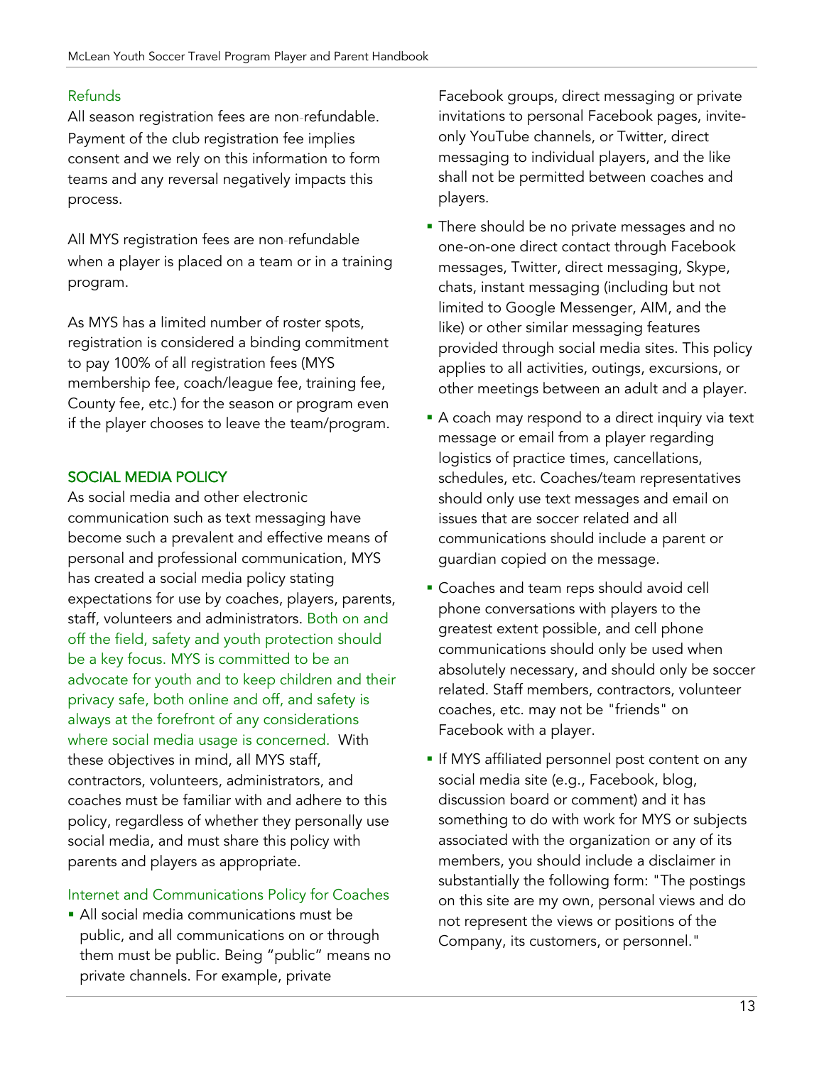### Refunds

All season registration fees are non-refundable. Payment of the club registration fee implies consent and we rely on this information to form teams and any reversal negatively impacts this process.

All MYS registration fees are non-refundable when a player is placed on a team or in a training program.

As MYS has a limited number of roster spots, registration is considered a binding commitment to pay 100% of all registration fees (MYS membership fee, coach/league fee, training fee, County fee, etc.) for the season or program even if the player chooses to leave the team/program.

## SOCIAL MEDIA POLICY

As social media and other electronic communication such as text messaging have become such a prevalent and effective means of personal and professional communication, MYS has created a social media policy stating expectations for use by coaches, players, parents, staff, volunteers and administrators. Both on and off the field, safety and youth protection should be a key focus. MYS is committed to be an advocate for youth and to keep children and their privacy safe, both online and off, and safety is always at the forefront of any considerations where social media usage is concerned. With these objectives in mind, all MYS staff, contractors, volunteers, administrators, and coaches must be familiar with and adhere to this policy, regardless of whether they personally use social media, and must share this policy with parents and players as appropriate.

### Internet and Communications Policy for Coaches

- All social media communications must be public, and all communications on or through them must be public. Being "public" means no private channels. For example, private Facebook groups, direct messaging or private invitations to personal Facebook pages, invite-only YouTube channels, or Twitter, direct messaging to individual players, and the like shall not be permitted between coaches and players.
- There should be no private messages and no one-on-one direct contact through Facebook messages, Twitter, direct messaging, Skype, chats, instant messaging (including but not limited to Google Messenger, AIM, and the like) or other similar messaging features provided through social media sites. This policy applies to all activities, outings, excursions, or other meetings between an adult and a player.
- A coach may respond to a direct inquiry via text message or email from a player regarding logistics of practice times, cancellations, schedules, etc. Coaches/team representatives should only use text messages and email on issues that are soccer related and all communications should include a parent or guardian copied on the message.
- Coaches and team reps should avoid cell phone conversations with players to the greatest extent possible, and cell phone communications should only be used when absolutely necessary, and should only be soccer related. Staff members, contractors, volunteer coaches, etc. may not be "friends" on Facebook with a player.
- If MYS affiliated personnel post content on any social media site (e.g., Facebook, blog, discussion board or comment) and it has something to do with work for MYS or subjects associated with the organization or any of its members, you should include a disclaimer in substantially the following form: "The postings on this site are my own, personal views and do not represent the views or positions of the Company, its customers, or personnel."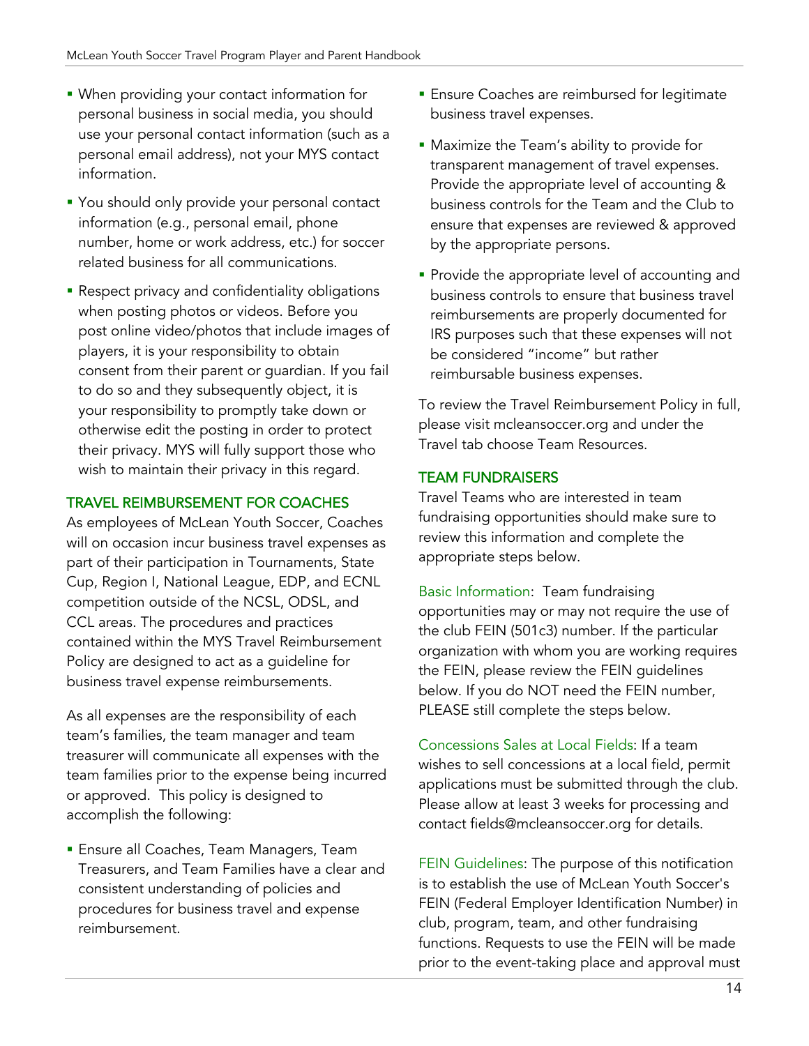- When providing your contact information for personal business in social media, you should use your personal contact information (such as a personal email address), not your MYS contact information.
- You should only provide your personal contact information (e.g., personal email, phone number, home or work address, etc.) for soccer related business for all communications.
- Respect privacy and confidentiality obligations when posting photos or videos. Before you post online video/photos that include images of players, it is your responsibility to obtain consent from their parent or guardian. If you fail to do so and they subsequently object, it is your responsibility to promptly take down or otherwise edit the posting in order to protect their privacy. MYS will fully support those who wish to maintain their privacy in this regard.

## TRAVEL REIMBURSEMENT FOR COACHES

As employees of McLean Youth Soccer, Coaches will on occasion incur business travel expenses as part of their participation in Tournaments, State Cup, Region I, National League, EDP, and ECNL competition outside of the NCSL, ODSL, and CCL areas. The procedures and practices contained within the MYS Travel Reimbursement Policy are designed to act as a guideline for business travel expense reimbursements.

As all expenses are the responsibility of each team's families, the team manager and team treasurer will communicate all expenses with the team families prior to the expense being incurred or approved. This policy is designed to accomplish the following:

- Ensure all Coaches, Team Managers, Team Treasurers, and Team Families have a clear and consistent understanding of policies and procedures for business travel and expense reimbursement.
- Ensure Coaches are reimbursed for legitimate business travel expenses.
- Maximize the Team's ability to provide for transparent management of travel expenses. Provide the appropriate level of accounting & business controls for the Team and the Club to ensure that expenses are reviewed & approved by the appropriate persons.
- Provide the appropriate level of accounting and business controls to ensure that business travel reimbursements are properly documented for IRS purposes such that these expenses will not be considered "income" but rather reimbursable business expenses.

To review the Travel Reimbursement Policy in full, please visit mcleansoccer.org and under the Travel tab choose Team Resources.

## TEAM FUNDRAISERS

Travel Teams who are interested in team fundraising opportunities should make sure to review this information and complete the appropriate steps below.

Basic Information: Team fundraising opportunities may or may not require the use of the club FEIN (501c3) number. If the particular organization with whom you are working requires the FEIN, please review the FEIN guidelines below. If you do NOT need the FEIN number, PLEASE still complete the steps below.

Concessions Sales at Local Fields: If a team wishes to sell concessions at a local field, permit applications must be submitted through the club. Please allow at least 3 weeks for processing and contact fields@mcleansoccer.org for details.

FEIN Guidelines: The purpose of this notification is to establish the use of McLean Youth Soccer's FEIN (Federal Employer Identification Number) in club, program, team, and other fundraising functions. Requests to use the FEIN will be made prior to the event-taking place and approval must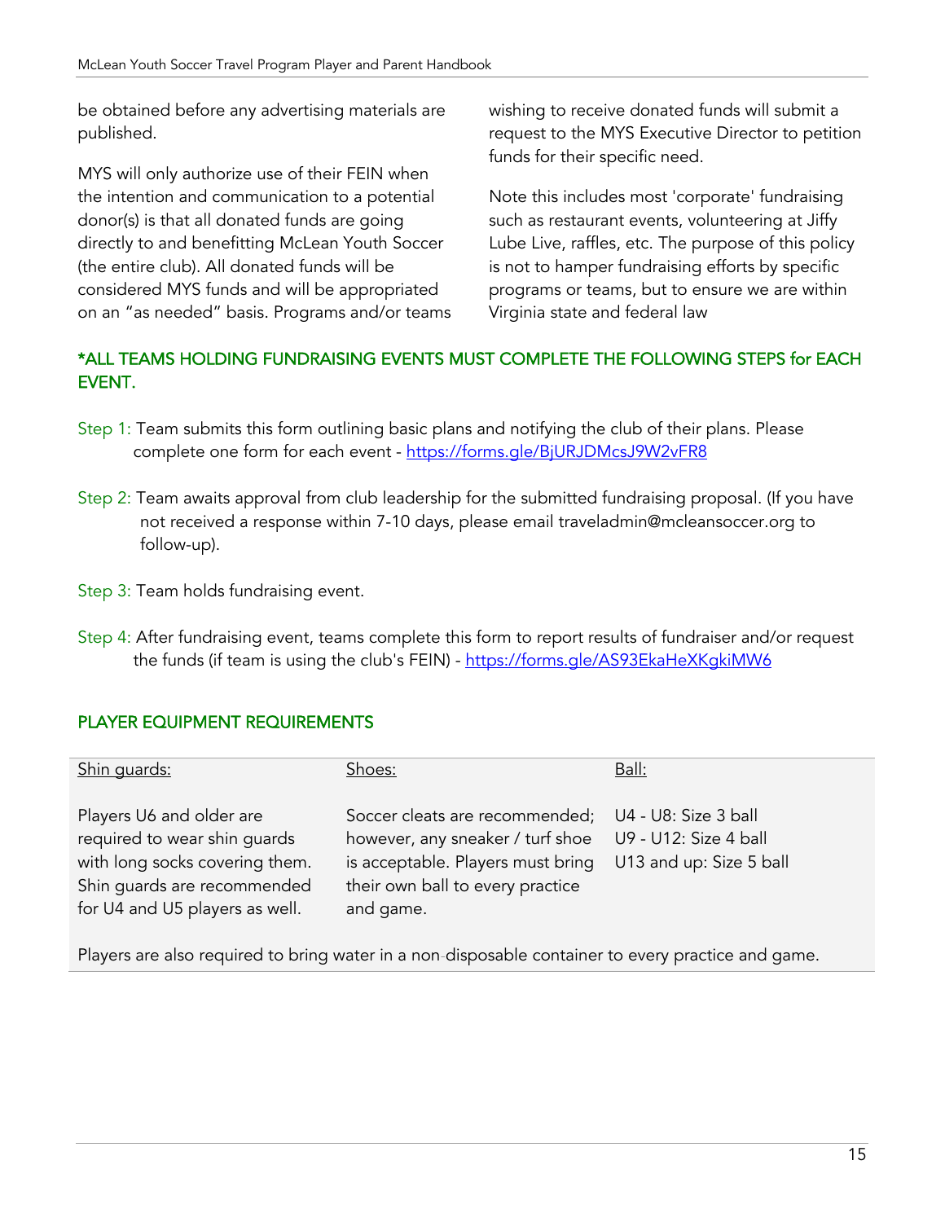be obtained before any advertising materials are published.

MYS will only authorize use of their FEIN when the intention and communication to a potential donor(s) is that all donated funds are going directly to and benefitting McLean Youth Soccer (the entire club). All donated funds will be considered MYS funds and will be appropriated on an "as needed" basis. Programs and/or teams wishing to receive donated funds will submit a request to the MYS Executive Director to petition funds for their specific need.

Note this includes most 'corporate' fundraising such as restaurant events, volunteering at Jiffy Lube Live, raffles, etc. The purpose of this policy is not to hamper fundraising efforts by specific programs or teams, but to ensure we are within Virginia state and federal law

### *ALL TEAMS HOLDING FUNDRAISING EVENTS MUST COMPLETE THE FOLLOWING STEPS for EACH EVENT.

Step 1: Team submits this form outlining basic plans and notifying the club of their plans. Please complete one form for each event - https://forms.gle/BjURJDMcsJ9W2vFR8

Step 2: Team awaits approval from club leadership for the submitted fundraising proposal. (If you have not received a response within 7-10 days, please email traveladmin@mcleansoccer.org to follow-up).

Step 3: Team holds fundraising event.

Step 4: After fundraising event, teams complete this form to report results of fundraiser and/or request the funds (if team is using the club's FEIN) - https://forms.gle/AS93EkaHeXKgkiMW6

## PLAYER EQUIPMENT REQUIREMENTS

| Shin guards: | Shoes: | Ball: |
|---|---|---|
| Players U6 and older are required to wear shin guards with long socks covering them. Shin guards are recommended for U4 and U5 players as well. | Soccer cleats are recommended; however, any sneaker / turf shoe is acceptable. Players must bring their own ball to every practice and game. | U4 - U8: Size 3 ball<br>U9 - U12: Size 4 ball<br>U13 and up: Size 5 ball |

Players are also required to bring water in a non-disposable container to every practice and game.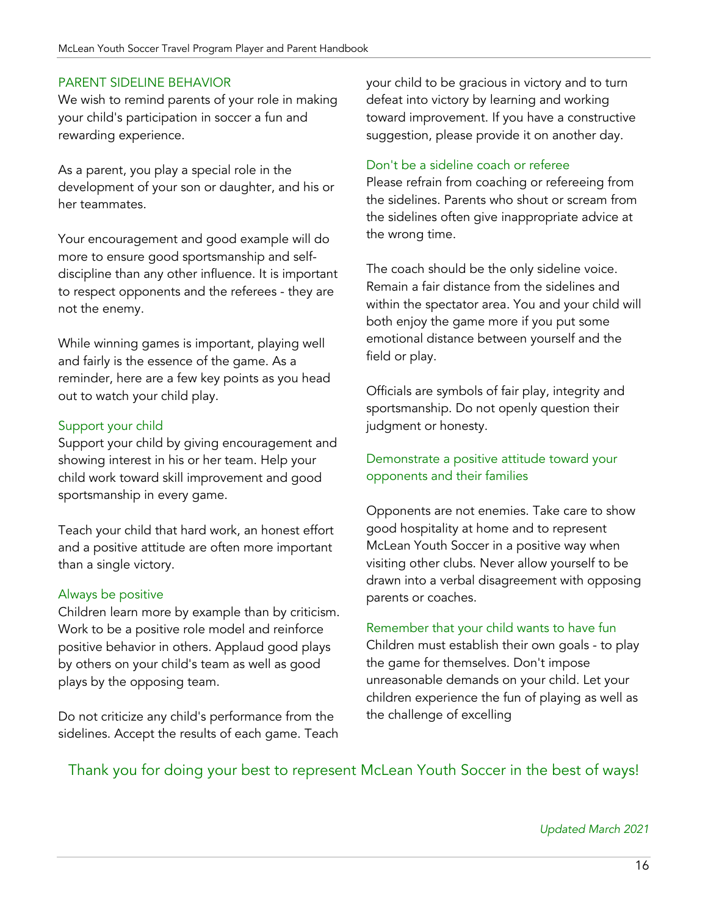## PARENT SIDELINE BEHAVIOR

We wish to remind parents of your role in making your child's participation in soccer a fun and rewarding experience.

As a parent, you play a special role in the development of your son or daughter, and his or her teammates.

Your encouragement and good example will do more to ensure good sportsmanship and self-discipline than any other influence. It is important to respect opponents and the referees - they are not the enemy.

While winning games is important, playing well and fairly is the essence of the game. As a reminder, here are a few key points as you head out to watch your child play.

### Support your child

Support your child by giving encouragement and showing interest in his or her team. Help your child work toward skill improvement and good sportsmanship in every game.

Teach your child that hard work, an honest effort and a positive attitude are often more important than a single victory.

### Always be positive

Children learn more by example than by criticism. Work to be a positive role model and reinforce positive behavior in others. Applaud good plays by others on your child's team as well as good plays by the opposing team.

Do not criticize any child's performance from the sidelines. Accept the results of each game. Teach your child to be gracious in victory and to turn defeat into victory by learning and working toward improvement. If you have a constructive suggestion, please provide it on another day.

### Don't be a sideline coach or referee

Please refrain from coaching or refereeing from the sidelines. Parents who shout or scream from the sidelines often give inappropriate advice at the wrong time.

The coach should be the only sideline voice. Remain a fair distance from the sidelines and within the spectator area. You and your child will both enjoy the game more if you put some emotional distance between yourself and the field or play.

Officials are symbols of fair play, integrity and sportsmanship. Do not openly question their judgment or honesty.

### Demonstrate a positive attitude toward your opponents and their families

Opponents are not enemies. Take care to show good hospitality at home and to represent McLean Youth Soccer in a positive way when visiting other clubs. Never allow yourself to be drawn into a verbal disagreement with opposing parents or coaches.

### Remember that your child wants to have fun

Children must establish their own goals - to play the game for themselves. Don't impose unreasonable demands on your child. Let your children experience the fun of playing as well as the challenge of excelling

Thank you for doing your best to represent McLean Youth Soccer in the best of ways!

*Updated March 2021*